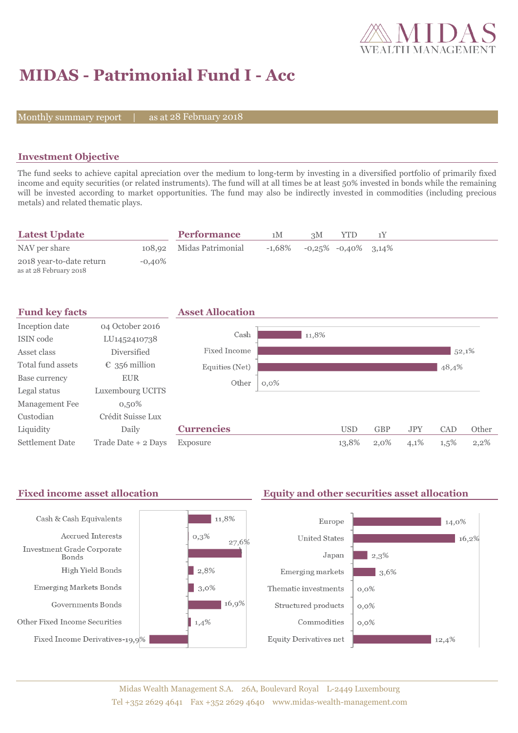# MIDAS - Patrimonial Fund I - Acc

Monthly summary report | as at 28 February 2018

## Investment Objective

The fund seeks to achieve capital apreciation over the medium to long-term by investing in a diversified portfolio of primarily fixed income and equity securities (or related instruments). The fund will at all times be at least 50% invested in bonds while the remaining will be invested according to market opportunities. The fund may also be indirectly invested in commodities (including precious metals) and related thematic plays.

## Latest Update

| | |
|---|---|
| NAV per share | 108,92 |
| 2018 year-to-date return (as at 28 February 2018) | -0,40% |

## Performance

| | 1M | 3M | YTD | 1Y |
|---|---|---|---|---|
| Midas Patrimonial | -1,68% | -0,25% | -0,40% | 3,14% |

## Fund key facts

| | |
|---|---|
| Inception date | 04 October 2016 |
| ISIN code | LU1452410738 |
| Asset class | Diversified |
| Total fund assets | € 356 million |
| Base currency | EUR |
| Legal status | Luxembourg UCITS |
| Management Fee | 0,50% |
| Custodian | Crédit Suisse Lux |
| Liquidity | Daily |
| Settlement Date | Trade Date + 2 Days |

## Asset Allocation

| | |
|---|---|
| Cash | 11,8% |
| Fixed Income | 52,1% |
| Equities (Net) | 48,4% |
| Other | 0,0% |

## Currencies

| | USD | GBP | JPY | CAD | Other |
|---|---|---|---|---|---|
| Exposure | 13,8% | 2,0% | 4,1% | 1,5% | 2,2% |

## Fixed income asset allocation

| | |
|---|---|
| Cash & Cash Equivalents | 11,8% |
| Accrued Interests | 0,3% |
| Investment Grade Corporate Bonds | 27,6% |
| High Yield Bonds | 2,8% |
| Emerging Markets Bonds | 3,0% |
| Governments Bonds | 16,9% |
| Other Fixed Income Securities | 1,4% |
| Fixed Income Derivatives | -19,9% |

## Equity and other securities asset allocation

| | |
|---|---|
| Europe | 14,0% |
| United States | 16,2% |
| Japan | 2,3% |
| Emerging markets | 3,6% |
| Thematic investments | 0,0% |
| Structured products | 0,0% |
| Commodities | 0,0% |
| Equity Derivatives net | 12,4% |

Midas Wealth Management S.A. 26A, Boulevard Royal L-2449 Luxembourg
Tel +352 2629 4641 Fax +352 2629 4640 www.midas-wealth-management.com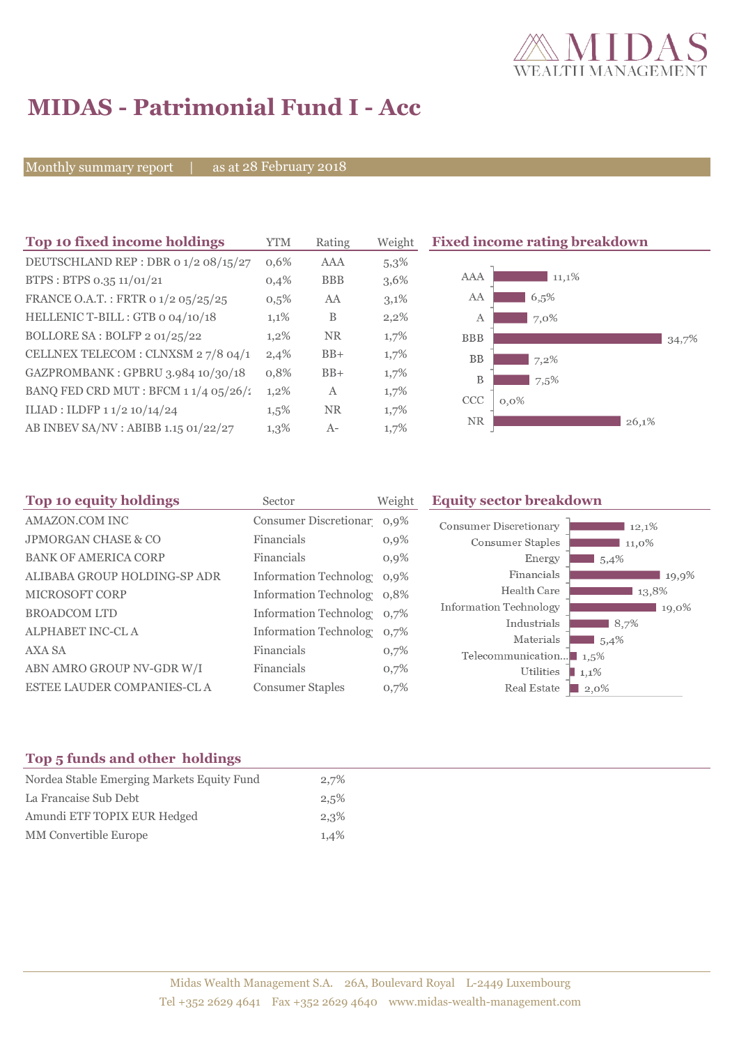# MIDAS - Patrimonial Fund I - Acc

Monthly summary report | as at 28 February 2018

## Top 10 fixed income holdings

| Top 10 fixed income holdings | YTM | Rating | Weight |
|---|---|---|---|
| DEUTSCHLAND REP : DBR 0 1/2 08/15/27 | 0,6% | AAA | 5,3% |
| BTPS : BTPS 0.35 11/01/21 | 0,4% | BBB | 3,6% |
| FRANCE O.A.T. : FRTR 0 1/2 05/25/25 | 0,5% | AA | 3,1% |
| HELLENIC T-BILL : GTB 0 04/10/18 | 1,1% | B | 2,2% |
| BOLLORE SA : BOLFP 2 01/25/22 | 1,2% | NR | 1,7% |
| CELLNEX TELECOM : CLNXSM 2 7/8 04/1 | 2,4% | BB+ | 1,7% |
| GAZPROMBANK : GPBRU 3.984 10/30/18 | 0,8% | BB+ | 1,7% |
| BANQ FED CRD MUT : BFCM 1 1/4 05/26/2 | 1,2% | A | 1,7% |
| ILIAD : ILDFP 1 1/2 10/14/24 | 1,5% | NR | 1,7% |
| AB INBEV SA/NV : ABIBB 1.15 01/22/27 | 1,3% | A- | 1,7% |

## Fixed income rating breakdown

| Rating | Weight |
|---|---|
| AAA | 11,1% |
| AA | 6,5% |
| A | 7,0% |
| BBB | 34,7% |
| BB | 7,2% |
| B | 7,5% |
| CCC | 0,0% |
| NR | 26,1% |

## Top 10 equity holdings

| Top 10 equity holdings | Sector | Weight |
|---|---|---|
| AMAZON.COM INC | Consumer Discretionar | 0,9% |
| JPMORGAN CHASE & CO | Financials | 0,9% |
| BANK OF AMERICA CORP | Financials | 0,9% |
| ALIBABA GROUP HOLDING-SP ADR | Information Technolog | 0,9% |
| MICROSOFT CORP | Information Technolog | 0,8% |
| BROADCOM LTD | Information Technolog | 0,7% |
| ALPHABET INC-CL A | Information Technolog | 0,7% |
| AXA SA | Financials | 0,7% |
| ABN AMRO GROUP NV-GDR W/I | Financials | 0,7% |
| ESTEE LAUDER COMPANIES-CL A | Consumer Staples | 0,7% |

## Equity sector breakdown

| Sector | Weight |
|---|---|
| Consumer Discretionary | 12,1% |
| Consumer Staples | 11,0% |
| Energy | 5,4% |
| Financials | 19,9% |
| Health Care | 13,8% |
| Information Technology | 19,0% |
| Industrials | 8,7% |
| Materials | 5,4% |
| Telecommunication... | 1,5% |
| Utilities | 1,1% |
| Real Estate | 2,0% |

## Top 5 funds and other holdings

| Top 5 funds and other holdings | |
|---|---|
| Nordea Stable Emerging Markets Equity Fund | 2,7% |
| La Francaise Sub Debt | 2,5% |
| Amundi ETF TOPIX EUR Hedged | 2,3% |
| MM Convertible Europe | 1,4% |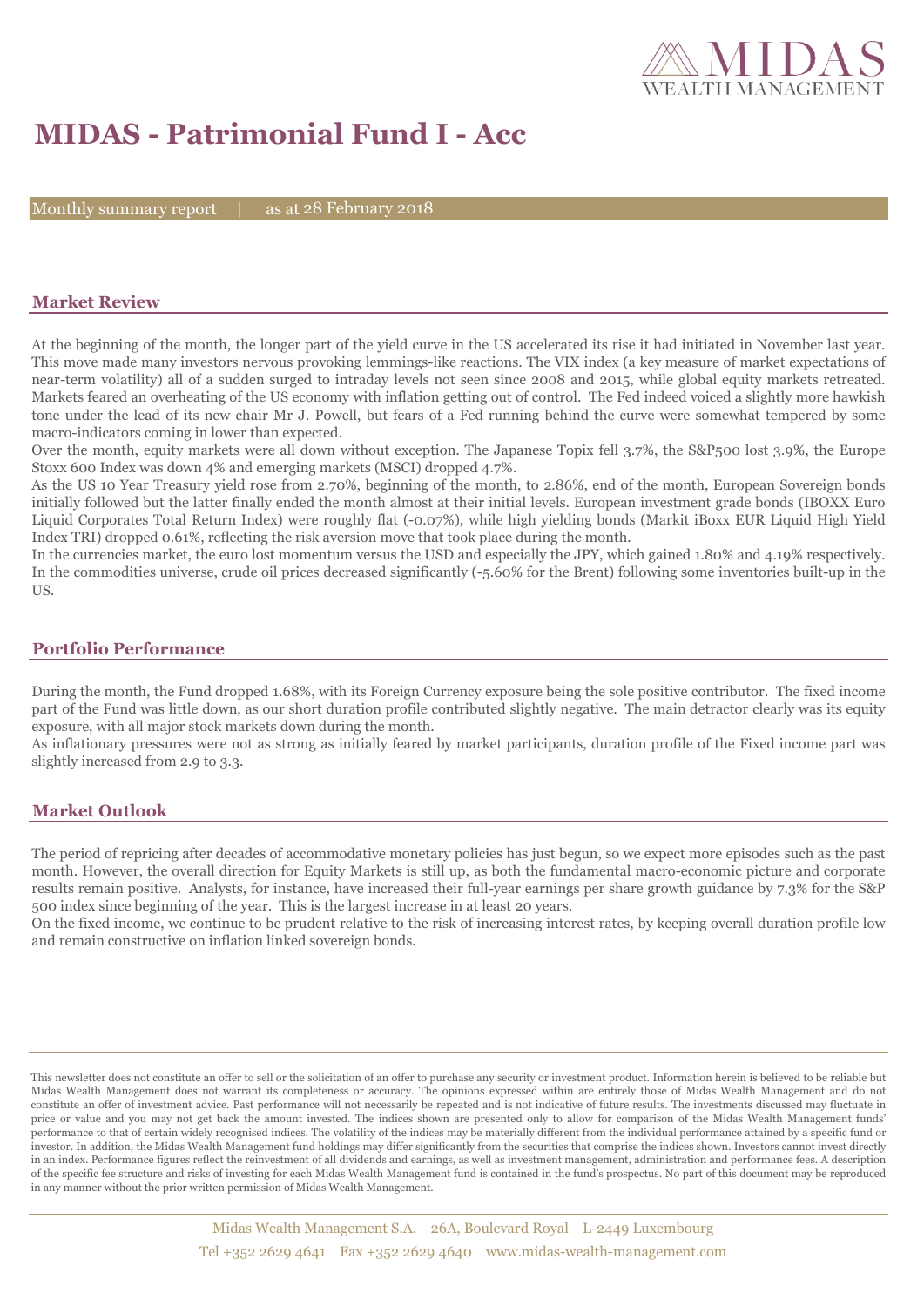# MIDAS - Patrimonial Fund I - Acc

Monthly summary report | as at 28 February 2018

## Market Review

At the beginning of the month, the longer part of the yield curve in the US accelerated its rise it had initiated in November last year. This move made many investors nervous provoking lemmings-like reactions. The VIX index (a key measure of market expectations of near-term volatility) all of a sudden surged to intraday levels not seen since 2008 and 2015, while global equity markets retreated. Markets feared an overheating of the US economy with inflation getting out of control. The Fed indeed voiced a slightly more hawkish tone under the lead of its new chair Mr J. Powell, but fears of a Fed running behind the curve were somewhat tempered by some macro-indicators coming in lower than expected.

Over the month, equity markets were all down without exception. The Japanese Topix fell 3.7%, the S&P500 lost 3.9%, the Europe Stoxx 600 Index was down 4% and emerging markets (MSCI) dropped 4.7%.

As the US 10 Year Treasury yield rose from 2.70%, beginning of the month, to 2.86%, end of the month, European Sovereign bonds initially followed but the latter finally ended the month almost at their initial levels. European investment grade bonds (IBOXX Euro Liquid Corporates Total Return Index) were roughly flat (-0.07%), while high yielding bonds (Markit iBoxx EUR Liquid High Yield Index TRI) dropped 0.61%, reflecting the risk aversion move that took place during the month.

In the currencies market, the euro lost momentum versus the USD and especially the JPY, which gained 1.80% and 4.19% respectively. In the commodities universe, crude oil prices decreased significantly (-5.60% for the Brent) following some inventories built-up in the US.

## Portfolio Performance

During the month, the Fund dropped 1.68%, with its Foreign Currency exposure being the sole positive contributor. The fixed income part of the Fund was little down, as our short duration profile contributed slightly negative. The main detractor clearly was its equity exposure, with all major stock markets down during the month.

As inflationary pressures were not as strong as initially feared by market participants, duration profile of the Fixed income part was slightly increased from 2.9 to 3.3.

## Market Outlook

The period of repricing after decades of accommodative monetary policies has just begun, so we expect more episodes such as the past month. However, the overall direction for Equity Markets is still up, as both the fundamental macro-economic picture and corporate results remain positive. Analysts, for instance, have increased their full-year earnings per share growth guidance by 7.3% for the S&P 500 index since beginning of the year. This is the largest increase in at least 20 years.

On the fixed income, we continue to be prudent relative to the risk of increasing interest rates, by keeping overall duration profile low and remain constructive on inflation linked sovereign bonds.

This newsletter does not constitute an offer to sell or the solicitation of an offer to purchase any security or investment product. Information herein is believed to be reliable but Midas Wealth Management does not warrant its completeness or accuracy. The opinions expressed within are entirely those of Midas Wealth Management and do not constitute an offer of investment advice. Past performance will not necessarily be repeated and is not indicative of future results. The investments discussed may fluctuate in price or value and you may not get back the amount invested. The indices shown are presented only to allow for comparison of the Midas Wealth Management funds' performance to that of certain widely recognised indices. The volatility of the indices may be materially different from the individual performance attained by a specific fund or investor. In addition, the Midas Wealth Management fund holdings may differ significantly from the securities that comprise the indices shown. Investors cannot invest directly in an index. Performance figures reflect the reinvestment of all dividends and earnings, as well as investment management, administration and performance fees. A description of the specific fee structure and risks of investing for each Midas Wealth Management fund is contained in the fund's prospectus. No part of this document may be reproduced in any manner without the prior written permission of Midas Wealth Management.

Midas Wealth Management S.A. 26A, Boulevard Royal L-2449 Luxembourg
Tel +352 2629 4641 Fax +352 2629 4640 www.midas-wealth-management.com